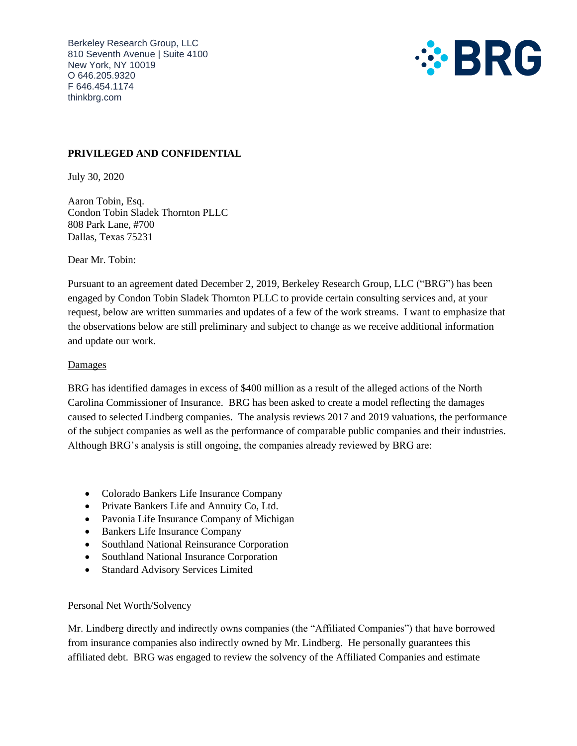Berkeley Research Group, LLC
810 Seventh Avenue | Suite 4100
New York, NY 10019
O 646.205.9320
F 646.454.1174
thinkbrg.com

BRG

**PRIVILEGED AND CONFIDENTIAL**

July 30, 2020

Aaron Tobin, Esq.
Condon Tobin Sladek Thornton PLLC
808 Park Lane, #700
Dallas, Texas 75231

Dear Mr. Tobin:

Pursuant to an agreement dated December 2, 2019, Berkeley Research Group, LLC ("BRG") has been engaged by Condon Tobin Sladek Thornton PLLC to provide certain consulting services and, at your request, below are written summaries and updates of a few of the work streams. I want to emphasize that the observations below are still preliminary and subject to change as we receive additional information and update our work.

Damages

BRG has identified damages in excess of $400 million as a result of the alleged actions of the North Carolina Commissioner of Insurance. BRG has been asked to create a model reflecting the damages caused to selected Lindberg companies. The analysis reviews 2017 and 2019 valuations, the performance of the subject companies as well as the performance of comparable public companies and their industries. Although BRG's analysis is still ongoing, the companies already reviewed by BRG are:

- Colorado Bankers Life Insurance Company
- Private Bankers Life and Annuity Co, Ltd.
- Pavonia Life Insurance Company of Michigan
- Bankers Life Insurance Company
- Southland National Reinsurance Corporation
- Southland National Insurance Corporation
- Standard Advisory Services Limited

Personal Net Worth/Solvency

Mr. Lindberg directly and indirectly owns companies (the "Affiliated Companies") that have borrowed from insurance companies also indirectly owned by Mr. Lindberg. He personally guarantees this affiliated debt. BRG was engaged to review the solvency of the Affiliated Companies and estimate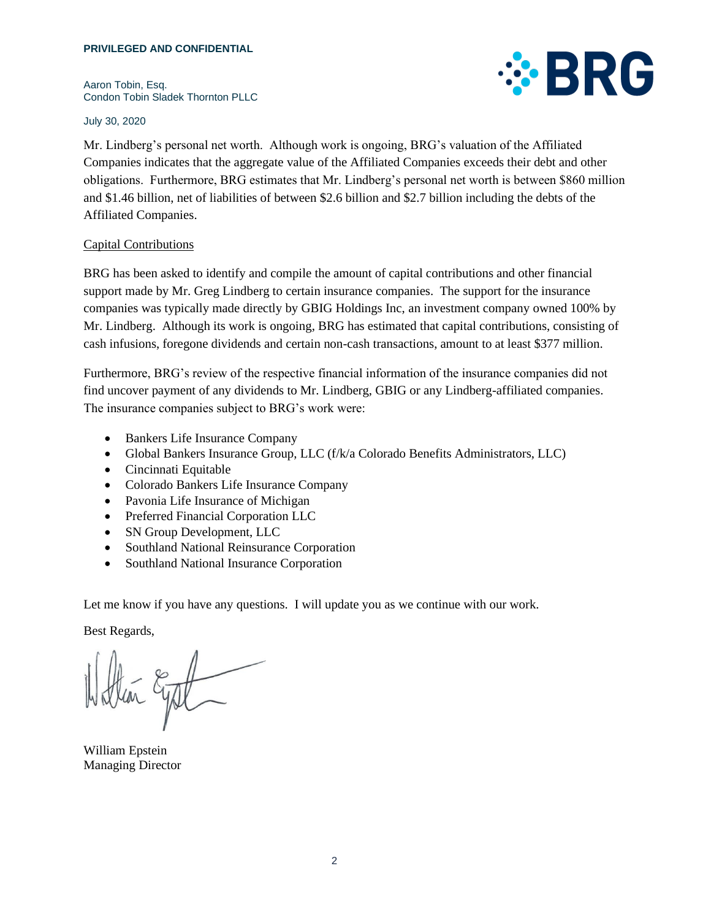PRIVILEGED AND CONFIDENTIAL

Aaron Tobin, Esq.
Condon Tobin Sladek Thornton PLLC

July 30, 2020

Mr. Lindberg's personal net worth. Although work is ongoing, BRG's valuation of the Affiliated Companies indicates that the aggregate value of the Affiliated Companies exceeds their debt and other obligations. Furthermore, BRG estimates that Mr. Lindberg's personal net worth is between $860 million and $1.46 billion, net of liabilities of between $2.6 billion and $2.7 billion including the debts of the Affiliated Companies.

Capital Contributions

BRG has been asked to identify and compile the amount of capital contributions and other financial support made by Mr. Greg Lindberg to certain insurance companies. The support for the insurance companies was typically made directly by GBIG Holdings Inc, an investment company owned 100% by Mr. Lindberg. Although its work is ongoing, BRG has estimated that capital contributions, consisting of cash infusions, foregone dividends and certain non-cash transactions, amount to at least $377 million.

Furthermore, BRG's review of the respective financial information of the insurance companies did not find uncover payment of any dividends to Mr. Lindberg, GBIG or any Lindberg-affiliated companies. The insurance companies subject to BRG's work were:

- Bankers Life Insurance Company
- Global Bankers Insurance Group, LLC (f/k/a Colorado Benefits Administrators, LLC)
- Cincinnati Equitable
- Colorado Bankers Life Insurance Company
- Pavonia Life Insurance of Michigan
- Preferred Financial Corporation LLC
- SN Group Development, LLC
- Southland National Reinsurance Corporation
- Southland National Insurance Corporation

Let me know if you have any questions. I will update you as we continue with our work.

Best Regards,

William Epstein
Managing Director